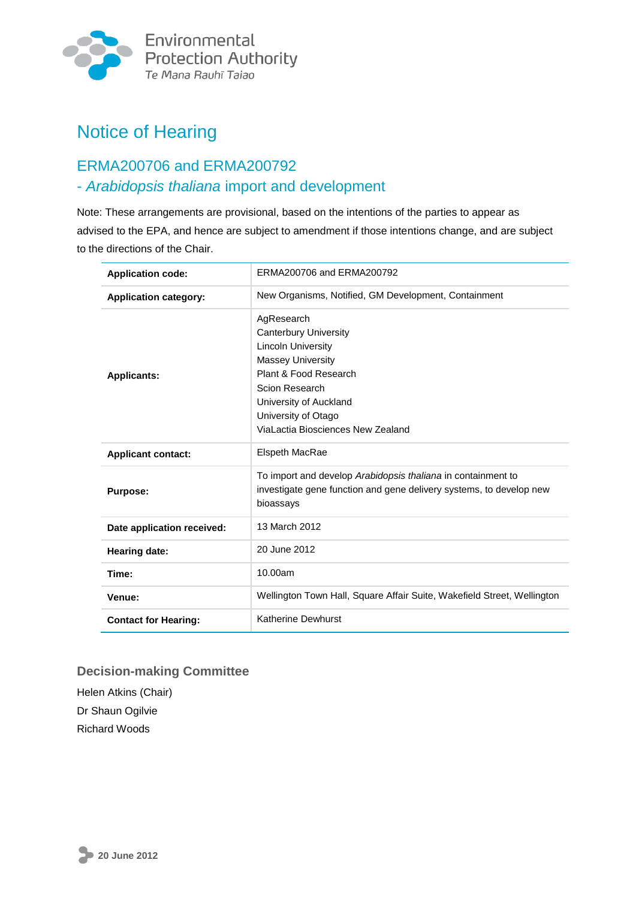Environmental Protection Authority
Te Mana Rauhī Taiao

# Notice of Hearing

## ERMA200706 and ERMA200792 - *Arabidopsis thaliana* import and development

Note: These arrangements are provisional, based on the intentions of the parties to appear as advised to the EPA, and hence are subject to amendment if those intentions change, and are subject to the directions of the Chair.

| | |
|---|---|
| **Application code:** | ERMA200706 and ERMA200792 |
| **Application category:** | New Organisms, Notified, GM Development, Containment |
| **Applicants:** | AgResearch<br>Canterbury University<br>Lincoln University<br>Massey University<br>Plant & Food Research<br>Scion Research<br>University of Auckland<br>University of Otago<br>ViaLactia Biosciences New Zealand |
| **Applicant contact:** | Elspeth MacRae |
| **Purpose:** | To import and develop *Arabidopsis thaliana* in containment to investigate gene function and gene delivery systems, to develop new bioassays |
| **Date application received:** | 13 March 2012 |
| **Hearing date:** | 20 June 2012 |
| **Time:** | 10.00am |
| **Venue:** | Wellington Town Hall, Square Affair Suite, Wakefield Street, Wellington |
| **Contact for Hearing:** | Katherine Dewhurst |

### Decision-making Committee

Helen Atkins (Chair)
Dr Shaun Ogilvie
Richard Woods

20 June 2012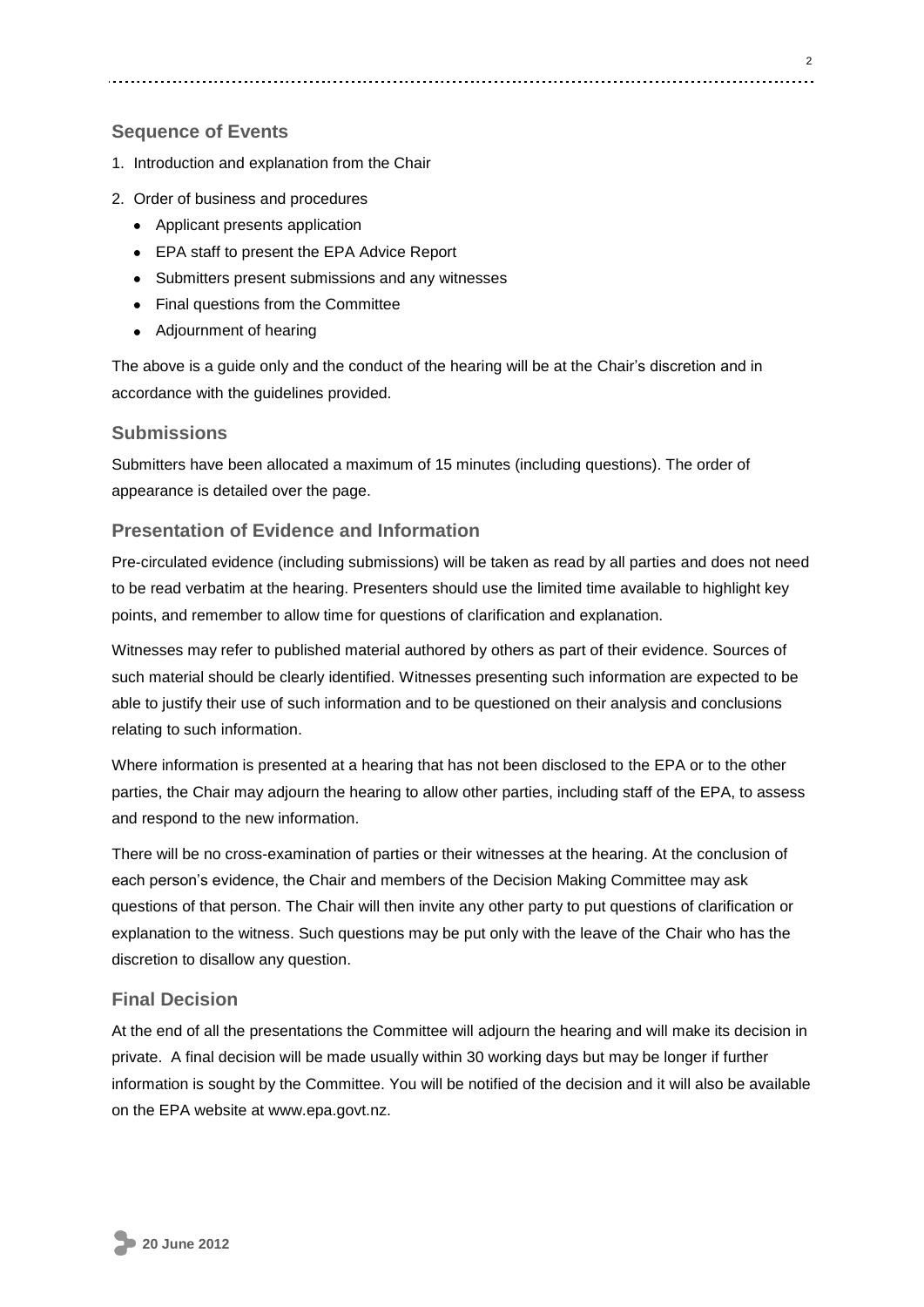## Sequence of Events

1. Introduction and explanation from the Chair
2. Order of business and procedures
   - Applicant presents application
   - EPA staff to present the EPA Advice Report
   - Submitters present submissions and any witnesses
   - Final questions from the Committee
   - Adjournment of hearing

The above is a guide only and the conduct of the hearing will be at the Chair's discretion and in accordance with the guidelines provided.

## Submissions

Submitters have been allocated a maximum of 15 minutes (including questions). The order of appearance is detailed over the page.

## Presentation of Evidence and Information

Pre-circulated evidence (including submissions) will be taken as read by all parties and does not need to be read verbatim at the hearing. Presenters should use the limited time available to highlight key points, and remember to allow time for questions of clarification and explanation.

Witnesses may refer to published material authored by others as part of their evidence. Sources of such material should be clearly identified. Witnesses presenting such information are expected to be able to justify their use of such information and to be questioned on their analysis and conclusions relating to such information.

Where information is presented at a hearing that has not been disclosed to the EPA or to the other parties, the Chair may adjourn the hearing to allow other parties, including staff of the EPA, to assess and respond to the new information.

There will be no cross-examination of parties or their witnesses at the hearing. At the conclusion of each person's evidence, the Chair and members of the Decision Making Committee may ask questions of that person. The Chair will then invite any other party to put questions of clarification or explanation to the witness. Such questions may be put only with the leave of the Chair who has the discretion to disallow any question.

## Final Decision

At the end of all the presentations the Committee will adjourn the hearing and will make its decision in private. A final decision will be made usually within 30 working days but may be longer if further information is sought by the Committee. You will be notified of the decision and it will also be available on the EPA website at www.epa.govt.nz.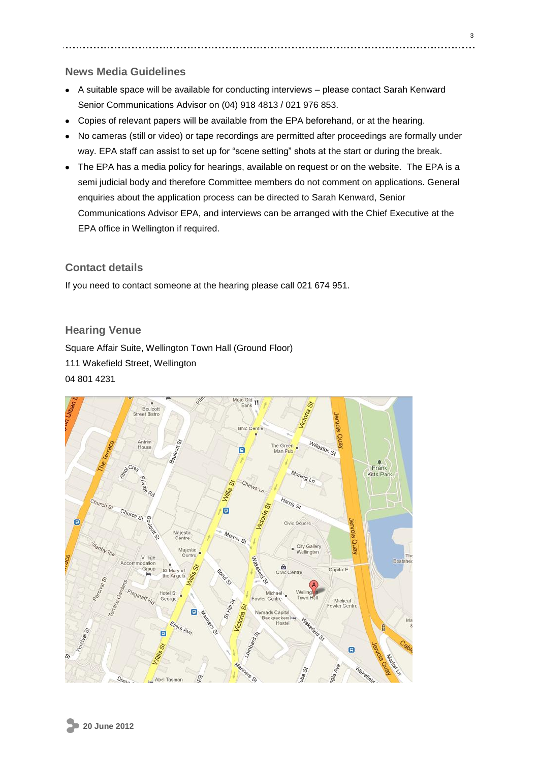## News Media Guidelines

- A suitable space will be available for conducting interviews – please contact Sarah Kenward Senior Communications Advisor on (04) 918 4813 / 021 976 853.
- Copies of relevant papers will be available from the EPA beforehand, or at the hearing.
- No cameras (still or video) or tape recordings are permitted after proceedings are formally under way. EPA staff can assist to set up for "scene setting" shots at the start or during the break.
- The EPA has a media policy for hearings, available on request or on the website. The EPA is a semi judicial body and therefore Committee members do not comment on applications. General enquiries about the application process can be directed to Sarah Kenward, Senior Communications Advisor EPA, and interviews can be arranged with the Chief Executive at the EPA office in Wellington if required.

## Contact details

If you need to contact someone at the hearing please call 021 674 951.

## Hearing Venue

Square Affair Suite, Wellington Town Hall (Ground Floor)
111 Wakefield Street, Wellington
04 801 4231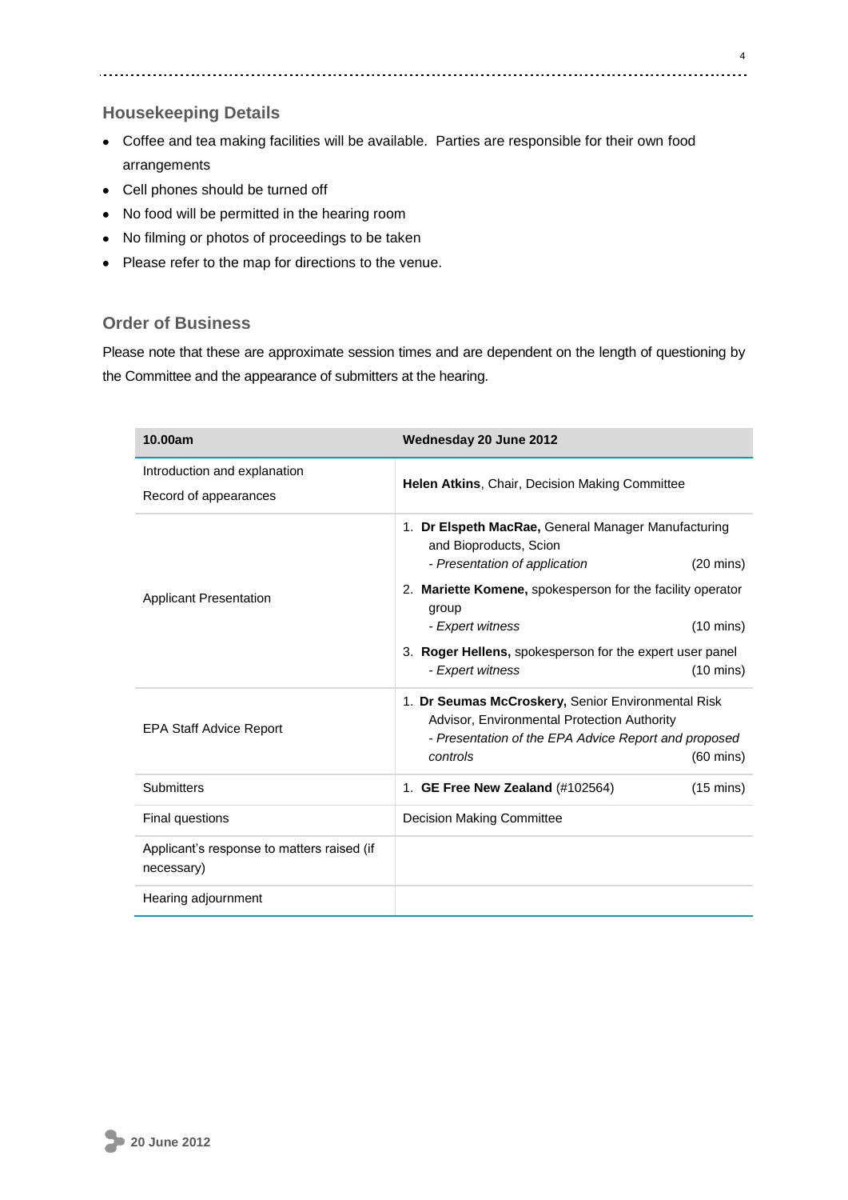## Housekeeping Details

- Coffee and tea making facilities will be available. Parties are responsible for their own food arrangements
- Cell phones should be turned off
- No food will be permitted in the hearing room
- No filming or photos of proceedings to be taken
- Please refer to the map for directions to the venue.

## Order of Business

Please note that these are approximate session times and are dependent on the length of questioning by the Committee and the appearance of submitters at the hearing.

| **10.00am** | **Wednesday 20 June 2012** |
| --- | --- |
| Introduction and explanation<br>Record of appearances | **Helen Atkins**, Chair, Decision Making Committee |
| Applicant Presentation | 1. **Dr Elspeth MacRae,** General Manager Manufacturing and Bioproducts, Scion<br>*- Presentation of application* (20 mins)<br>2. **Mariette Komene,** spokesperson for the facility operator group<br>*- Expert witness* (10 mins)<br>3. **Roger Hellens,** spokesperson for the expert user panel<br>*- Expert witness* (10 mins) |
| EPA Staff Advice Report | 1. **Dr Seumas McCroskery,** Senior Environmental Risk Advisor, Environmental Protection Authority<br>*- Presentation of the EPA Advice Report and proposed controls* (60 mins) |
| Submitters | 1. **GE Free New Zealand** (#102564) (15 mins) |
| Final questions | Decision Making Committee |
| Applicant's response to matters raised (if necessary) | |
| Hearing adjournment | |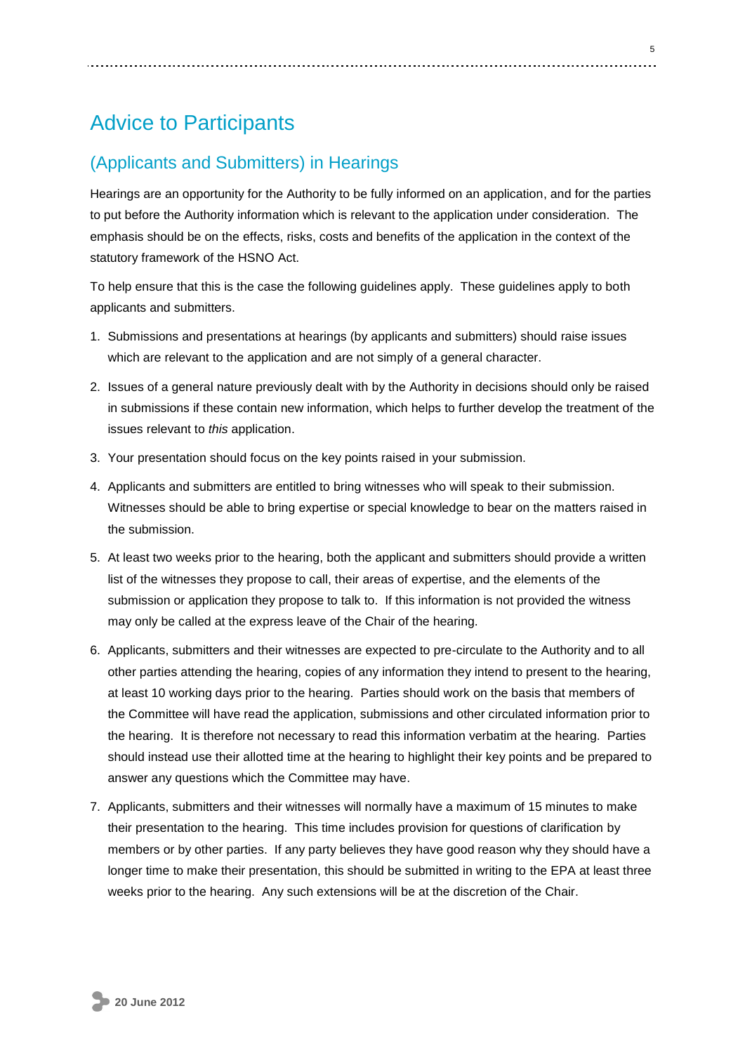# Advice to Participants

## (Applicants and Submitters) in Hearings

Hearings are an opportunity for the Authority to be fully informed on an application, and for the parties to put before the Authority information which is relevant to the application under consideration. The emphasis should be on the effects, risks, costs and benefits of the application in the context of the statutory framework of the HSNO Act.

To help ensure that this is the case the following guidelines apply. These guidelines apply to both applicants and submitters.

1. Submissions and presentations at hearings (by applicants and submitters) should raise issues which are relevant to the application and are not simply of a general character.
2. Issues of a general nature previously dealt with by the Authority in decisions should only be raised in submissions if these contain new information, which helps to further develop the treatment of the issues relevant to *this* application.
3. Your presentation should focus on the key points raised in your submission.
4. Applicants and submitters are entitled to bring witnesses who will speak to their submission. Witnesses should be able to bring expertise or special knowledge to bear on the matters raised in the submission.
5. At least two weeks prior to the hearing, both the applicant and submitters should provide a written list of the witnesses they propose to call, their areas of expertise, and the elements of the submission or application they propose to talk to. If this information is not provided the witness may only be called at the express leave of the Chair of the hearing.
6. Applicants, submitters and their witnesses are expected to pre-circulate to the Authority and to all other parties attending the hearing, copies of any information they intend to present to the hearing, at least 10 working days prior to the hearing. Parties should work on the basis that members of the Committee will have read the application, submissions and other circulated information prior to the hearing. It is therefore not necessary to read this information verbatim at the hearing. Parties should instead use their allotted time at the hearing to highlight their key points and be prepared to answer any questions which the Committee may have.
7. Applicants, submitters and their witnesses will normally have a maximum of 15 minutes to make their presentation to the hearing. This time includes provision for questions of clarification by members or by other parties. If any party believes they have good reason why they should have a longer time to make their presentation, this should be submitted in writing to the EPA at least three weeks prior to the hearing. Any such extensions will be at the discretion of the Chair.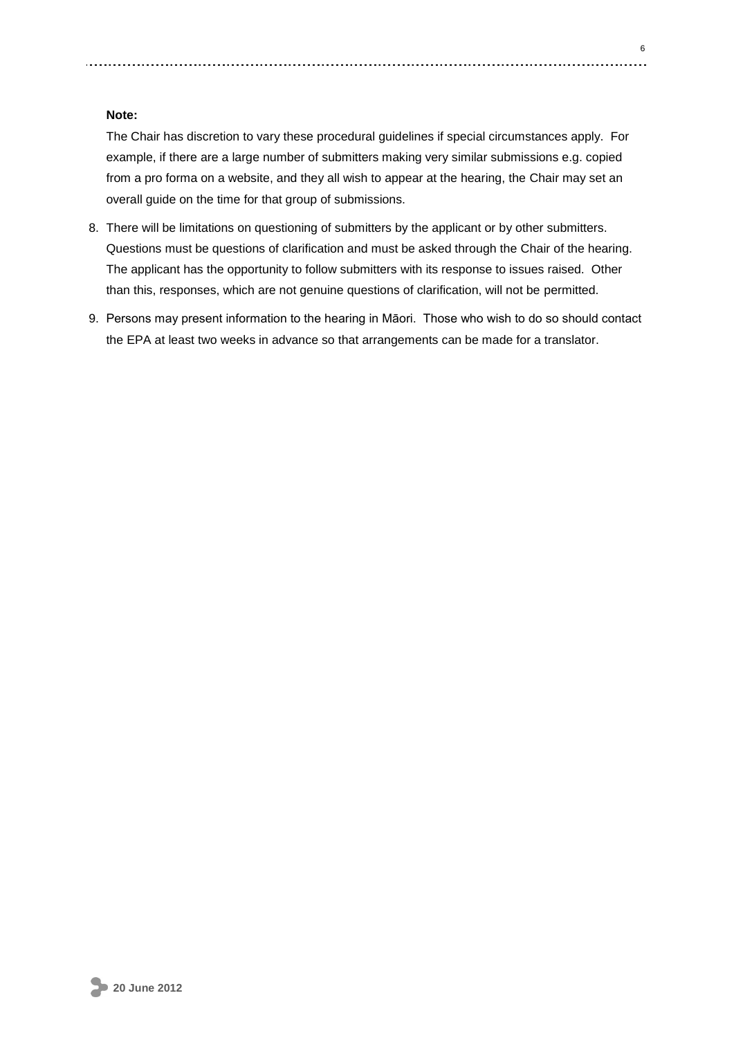**Note:**

The Chair has discretion to vary these procedural guidelines if special circumstances apply. For example, if there are a large number of submitters making very similar submissions e.g. copied from a pro forma on a website, and they all wish to appear at the hearing, the Chair may set an overall guide on the time for that group of submissions.

8. There will be limitations on questioning of submitters by the applicant or by other submitters. Questions must be questions of clarification and must be asked through the Chair of the hearing. The applicant has the opportunity to follow submitters with its response to issues raised. Other than this, responses, which are not genuine questions of clarification, will not be permitted.
9. Persons may present information to the hearing in Māori. Those who wish to do so should contact the EPA at least two weeks in advance so that arrangements can be made for a translator.